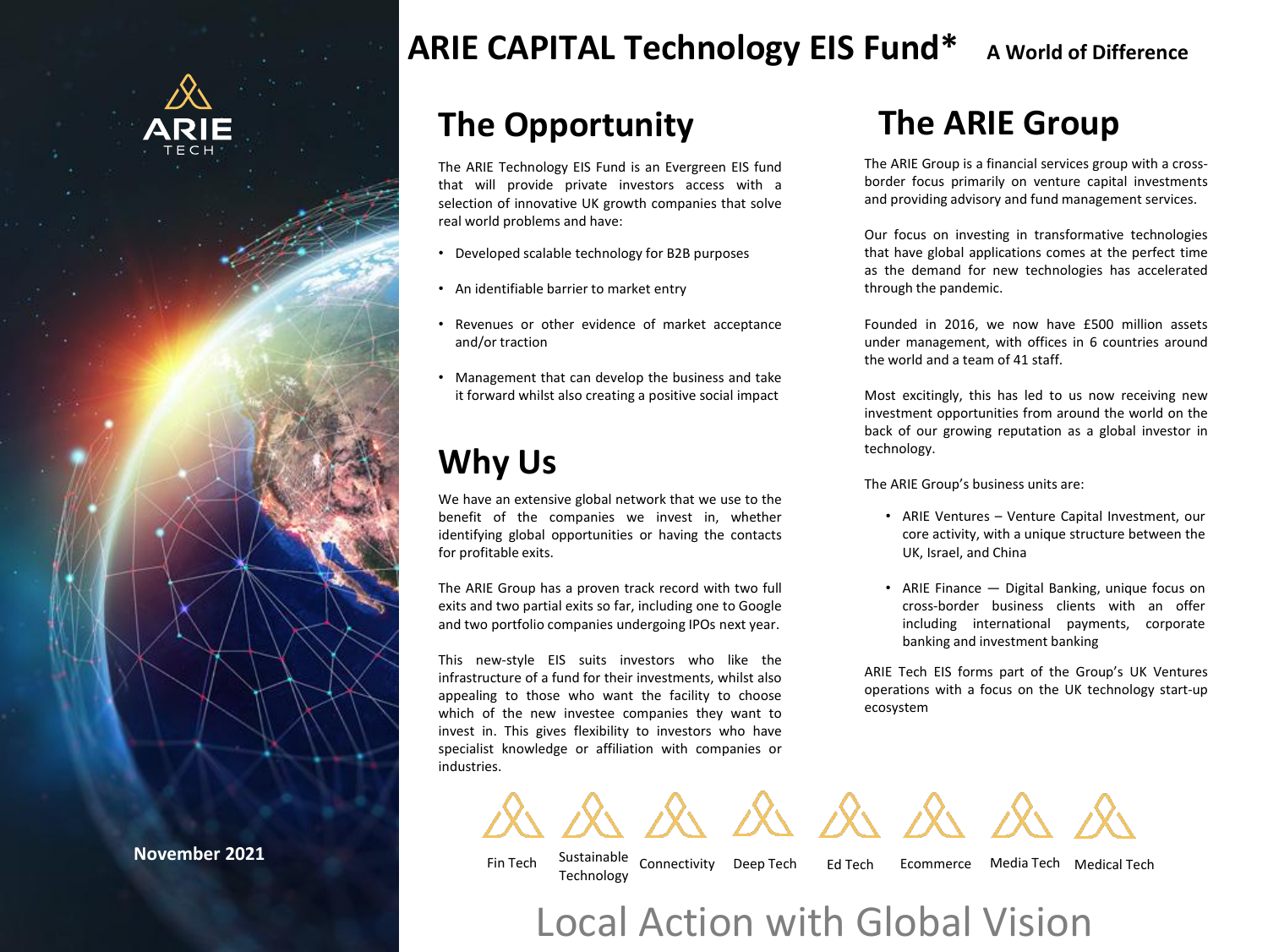ARIE TECH

# ARIE CAPITAL Technology EIS Fund* A World of Difference

## The Opportunity

The ARIE Technology EIS Fund is an Evergreen EIS fund that will provide private investors access with a selection of innovative UK growth companies that solve real world problems and have:

- Developed scalable technology for B2B purposes
- An identifiable barrier to market entry
- Revenues or other evidence of market acceptance and/or traction
- Management that can develop the business and take it forward whilst also creating a positive social impact

## Why Us

We have an extensive global network that we use to the benefit of the companies we invest in, whether identifying global opportunities or having the contacts for profitable exits.

The ARIE Group has a proven track record with two full exits and two partial exits so far, including one to Google and two portfolio companies undergoing IPOs next year.

This new-style EIS suits investors who like the infrastructure of a fund for their investments, whilst also appealing to those who want the facility to choose which of the new investee companies they want to invest in. This gives flexibility to investors who have specialist knowledge or affiliation with companies or industries.

## The ARIE Group

The ARIE Group is a financial services group with a cross-border focus primarily on venture capital investments and providing advisory and fund management services.

Our focus on investing in transformative technologies that have global applications comes at the perfect time as the demand for new technologies has accelerated through the pandemic.

Founded in 2016, we now have £500 million assets under management, with offices in 6 countries around the world and a team of 41 staff.

Most excitingly, this has led to us now receiving new investment opportunities from around the world on the back of our growing reputation as a global investor in technology.

The ARIE Group's business units are:

- ARIE Ventures – Venture Capital Investment, our core activity, with a unique structure between the UK, Israel, and China
- ARIE Finance — Digital Banking, unique focus on cross-border business clients with an offer including international payments, corporate banking and investment banking

ARIE Tech EIS forms part of the Group's UK Ventures operations with a focus on the UK technology start-up ecosystem

Fin Tech | Sustainable Technology | Connectivity | Deep Tech | Ed Tech | Ecommerce | Media Tech | Medical Tech

Local Action with Global Vision

November 2021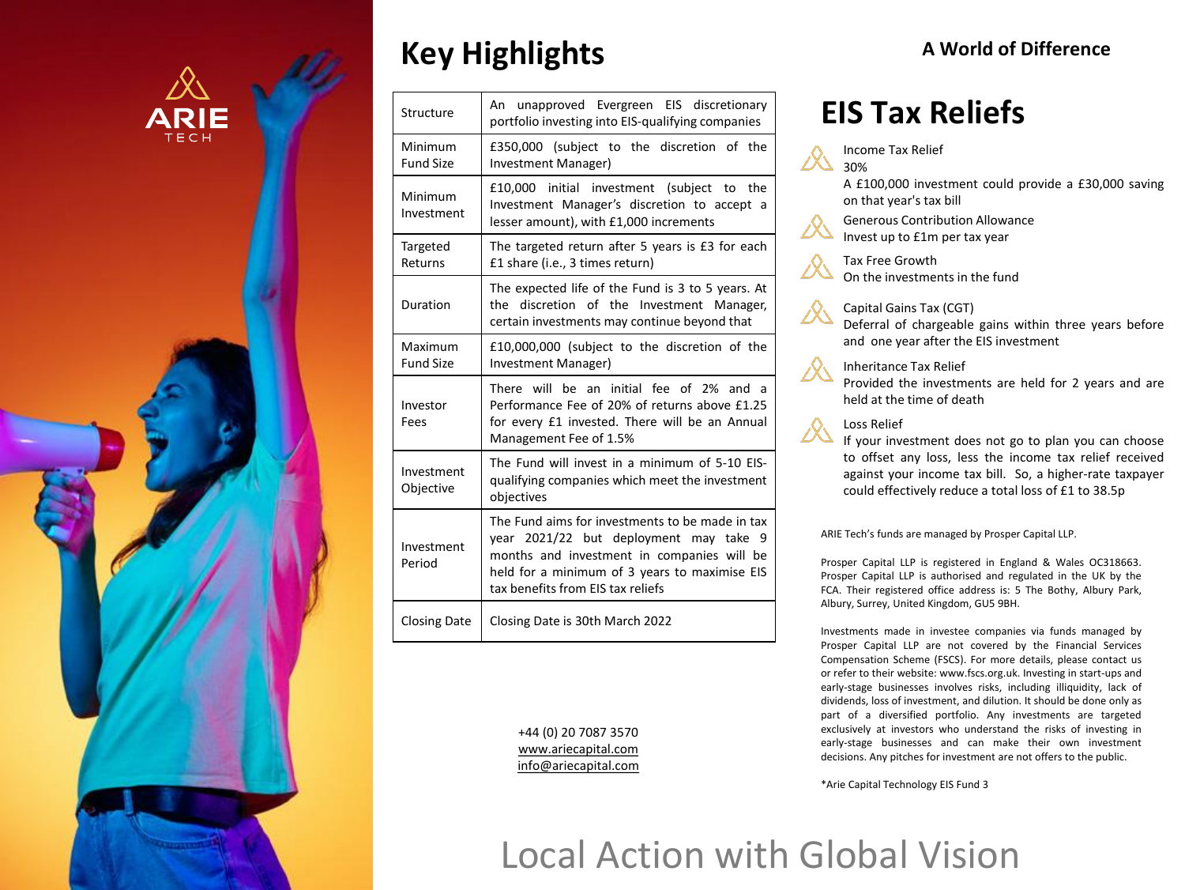ARIE TECH

# Key Highlights

| | |
|---|---|
| Structure | An unapproved Evergreen EIS discretionary portfolio investing into EIS-qualifying companies |
| Minimum Fund Size | £350,000 (subject to the discretion of the Investment Manager) |
| Minimum Investment | £10,000 initial investment (subject to the Investment Manager's discretion to accept a lesser amount), with £1,000 increments |
| Targeted Returns | The targeted return after 5 years is £3 for each £1 share (i.e., 3 times return) |
| Duration | The expected life of the Fund is 3 to 5 years. At the discretion of the Investment Manager, certain investments may continue beyond that |
| Maximum Fund Size | £10,000,000 (subject to the discretion of the Investment Manager) |
| Investor Fees | There will be an initial fee of 2% and a Performance Fee of 20% of returns above £1.25 for every £1 invested. There will be an Annual Management Fee of 1.5% |
| Investment Objective | The Fund will invest in a minimum of 5-10 EIS-qualifying companies which meet the investment objectives |
| Investment Period | The Fund aims for investments to be made in tax year 2021/22 but deployment may take 9 months and investment in companies will be held for a minimum of 3 years to maximise EIS tax benefits from EIS tax reliefs |
| Closing Date | Closing Date is 30th March 2022 |

+44 (0) 20 7087 3570
www.ariecapital.com
info@ariecapital.com

**A World of Difference**

# EIS Tax Reliefs

- Income Tax Relief
  30%
  A £100,000 investment could provide a £30,000 saving on that year's tax bill
- Generous Contribution Allowance
  Invest up to £1m per tax year
- Tax Free Growth
  On the investments in the fund
- Capital Gains Tax (CGT)
  Deferral of chargeable gains within three years before and one year after the EIS investment
- Inheritance Tax Relief
  Provided the investments are held for 2 years and are held at the time of death
- Loss Relief
  If your investment does not go to plan you can choose to offset any loss, less the income tax relief received against your income tax bill. So, a higher-rate taxpayer could effectively reduce a total loss of £1 to 38.5p

ARIE Tech's funds are managed by Prosper Capital LLP.

Prosper Capital LLP is registered in England & Wales OC318663. Prosper Capital LLP is authorised and regulated in the UK by the FCA. Their registered office address is: 5 The Bothy, Albury Park, Albury, Surrey, United Kingdom, GU5 9BH.

Investments made in investee companies via funds managed by Prosper Capital LLP are not covered by the Financial Services Compensation Scheme (FSCS). For more details, please contact us or refer to their website: www.fscs.org.uk. Investing in start-ups and early-stage businesses involves risks, including illiquidity, lack of dividends, loss of investment, and dilution. It should be done only as part of a diversified portfolio. Any investments are targeted exclusively at investors who understand the risks of investing in early-stage businesses and can make their own investment decisions. Any pitches for investment are not offers to the public.

*Arie Capital Technology EIS Fund 3

Local Action with Global Vision